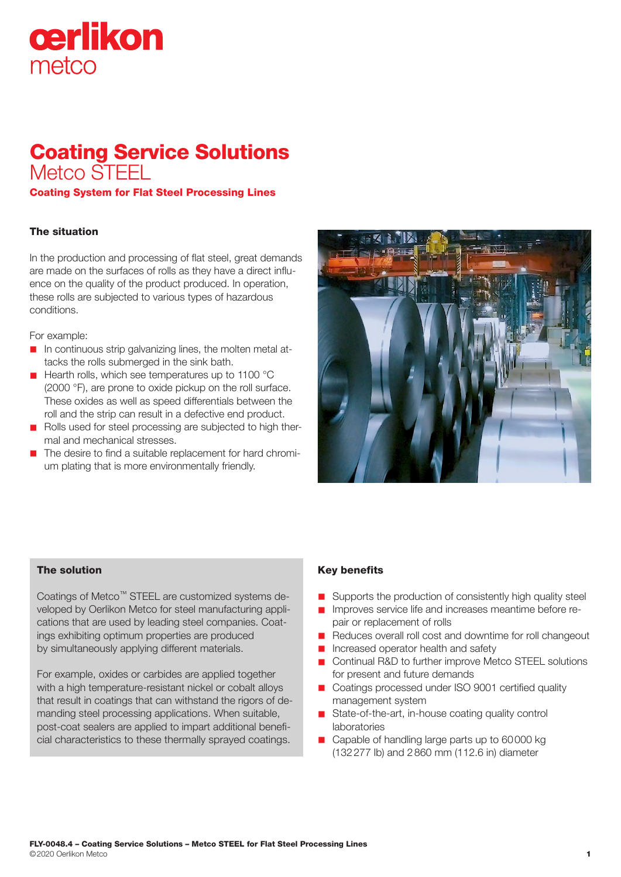# Coating Service Solutions

## Metco STEEL

### Coating System for Flat Steel Processing Lines

#### The situation

In the production and processing of flat steel, great demands are made on the surfaces of rolls as they have a direct influence on the quality of the product produced. In operation, these rolls are subjected to various types of hazardous conditions.

For example:

- In continuous strip galvanizing lines, the molten metal attacks the rolls submerged in the sink bath.
- Hearth rolls, which see temperatures up to 1100 °C (2000 °F), are prone to oxide pickup on the roll surface. These oxides as well as speed differentials between the roll and the strip can result in a defective end product.
- Rolls used for steel processing are subjected to high thermal and mechanical stresses.
- The desire to find a suitable replacement for hard chromium plating that is more environmentally friendly.

#### The solution

Coatings of Metco™ STEEL are customized systems developed by Oerlikon Metco for steel manufacturing applications that are used by leading steel companies. Coatings exhibiting optimum properties are produced by simultaneously applying different materials.

For example, oxides or carbides are applied together with a high temperature-resistant nickel or cobalt alloys that result in coatings that can withstand the rigors of demanding steel processing applications. When suitable, post-coat sealers are applied to impart additional beneficial characteristics to these thermally sprayed coatings.

#### Key benefits

- Supports the production of consistently high quality steel
- Improves service life and increases meantime before repair or replacement of rolls
- Reduces overall roll cost and downtime for roll changeout
- Increased operator health and safety
- Continual R&D to further improve Metco STEEL solutions for present and future demands
- Coatings processed under ISO 9001 certified quality management system
- State-of-the-art, in-house coating quality control laboratories
- Capable of handling large parts up to 60000 kg (132277 lb) and 2860 mm (112.6 in) diameter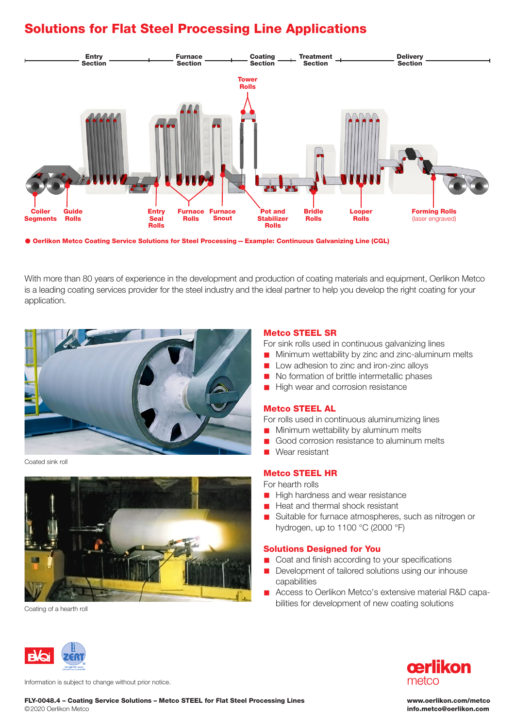# Solutions for Flat Steel Processing Line Applications

Entry Section
Furnace Section
Coating Section
Treatment Section
Delivery Section

Tower Rolls

Coiler Segments
Guide Rolls
Entry Seal Rolls
Furnace Rolls
Furnace Snout
Pot and Stabilizer Rolls
Bridle Rolls
Looper Rolls
Forming Rolls (laser engraved)

● Oerlikon Metco Coating Service Solutions for Steel Processing — Example: Continuous Galvanizing Line (CGL)

With more than 80 years of experience in the development and production of coating materials and equipment, Oerlikon Metco is a leading coating services provider for the steel industry and the ideal partner to help you develop the right coating for your application.

Coated sink roll

Coating of a hearth roll

## Metco STEEL SR

For sink rolls used in continuous galvanizing lines

- Minimum wettability by zinc and zinc-aluminum melts
- Low adhesion to zinc and iron-zinc alloys
- No formation of brittle intermetallic phases
- High wear and corrosion resistance

## Metco STEEL AL

For rolls used in continuous aluminumizing lines

- Minimum wettability by aluminum melts
- Good corrosion resistance to aluminum melts
- Wear resistant

## Metco STEEL HR

For hearth rolls

- High hardness and wear resistance
- Heat and thermal shock resistant
- Suitable for furnace atmospheres, such as nitrogen or hydrogen, up to 1100 °C (2000 °F)

## Solutions Designed for You

- Coat and finish according to your specifications
- Development of tailored solutions using our inhouse capabilities
- Access to Oerlikon Metco's extensive material R&D capabilities for development of new coating solutions

Information is subject to change without prior notice.

**FLY-0048.4 – Coating Service Solutions – Metco STEEL for Flat Steel Processing Lines**
©2020 Oerlikon Metco

**www.oerlikon.com/metco**
**info.metco@oerlikon.com**